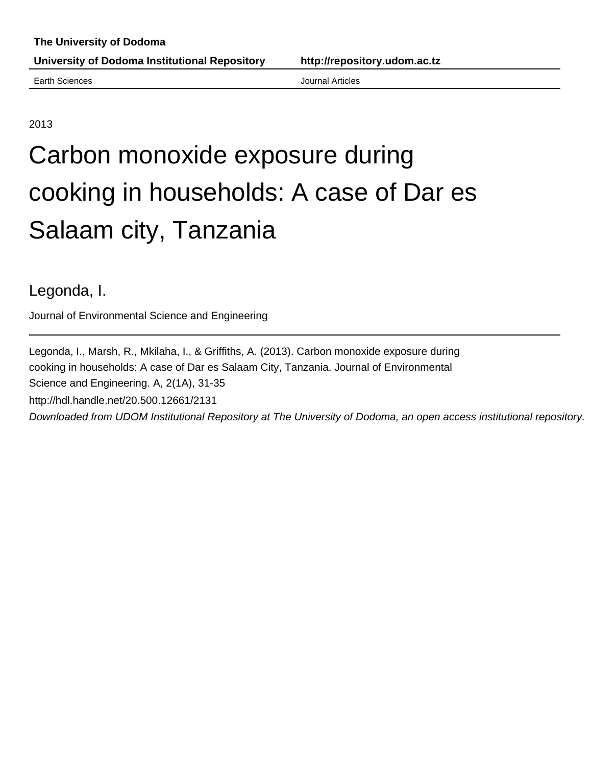**The University of Dodoma**

**University of Dodoma Institutional Repository** **http://repository.udom.ac.tz**

Earth Sciences Journal Articles

---

2013

# Carbon monoxide exposure during cooking in households: A case of Dar es Salaam city, Tanzania

Legonda, I.

Journal of Environmental Science and Engineering

---

Legonda, I., Marsh, R., Mkilaha, I., & Griffiths, A. (2013). Carbon monoxide exposure during cooking in households: A case of Dar es Salaam City, Tanzania. Journal of Environmental Science and Engineering. A, 2(1A), 31-35

http://hdl.handle.net/20.500.12661/2131

*Downloaded from UDOM Institutional Repository at The University of Dodoma, an open access institutional repository.*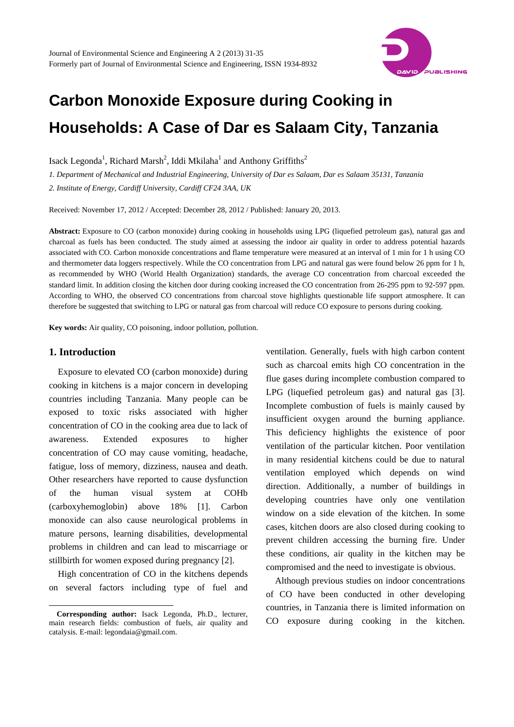# Carbon Monoxide Exposure during Cooking in Households: A Case of Dar es Salaam City, Tanzania

Isack Legonda[1], Richard Marsh[2], Iddi Mkilaha[1] and Anthony Griffiths[2]

*1. Department of Mechanical and Industrial Engineering, University of Dar es Salaam, Dar es Salaam 35131, Tanzania*

*2. Institute of Energy, Cardiff University, Cardiff CF24 3AA, UK*

Received: November 17, 2012 / Accepted: December 28, 2012 / Published: January 20, 2013.

**Abstract:** Exposure to CO (carbon monoxide) during cooking in households using LPG (liquefied petroleum gas), natural gas and charcoal as fuels has been conducted. The study aimed at assessing the indoor air quality in order to address potential hazards associated with CO. Carbon monoxide concentrations and flame temperature were measured at an interval of 1 min for 1 h using CO and thermometer data loggers respectively. While the CO concentration from LPG and natural gas were found below 26 ppm for 1 h, as recommended by WHO (World Health Organization) standards, the average CO concentration from charcoal exceeded the standard limit. In addition closing the kitchen door during cooking increased the CO concentration from 26-295 ppm to 92-597 ppm. According to WHO, the observed CO concentrations from charcoal stove highlights questionable life support atmosphere. It can therefore be suggested that switching to LPG or natural gas from charcoal will reduce CO exposure to persons during cooking.

**Key words:** Air quality, CO poisoning, indoor pollution, pollution.

## 1. Introduction

Exposure to elevated CO (carbon monoxide) during cooking in kitchens is a major concern in developing countries including Tanzania. Many people can be exposed to toxic risks associated with higher concentration of CO in the cooking area due to lack of awareness. Extended exposures to higher concentration of CO may cause vomiting, headache, fatigue, loss of memory, dizziness, nausea and death. Other researchers have reported to cause dysfunction of the human visual system at COHb (carboxyhemoglobin) above 18% [1]. Carbon monoxide can also cause neurological problems in mature persons, learning disabilities, developmental problems in children and can lead to miscarriage or stillbirth for women exposed during pregnancy [2].

High concentration of CO in the kitchens depends on several factors including type of fuel and ventilation. Generally, fuels with high carbon content such as charcoal emits high CO concentration in the flue gases during incomplete combustion compared to LPG (liquefied petroleum gas) and natural gas [3]. Incomplete combustion of fuels is mainly caused by insufficient oxygen around the burning appliance. This deficiency highlights the existence of poor ventilation of the particular kitchen. Poor ventilation in many residential kitchens could be due to natural ventilation employed which depends on wind direction. Additionally, a number of buildings in developing countries have only one ventilation window on a side elevation of the kitchen. In some cases, kitchen doors are also closed during cooking to prevent children accessing the burning fire. Under these conditions, air quality in the kitchen may be compromised and the need to investigate is obvious.

Although previous studies on indoor concentrations of CO have been conducted in other developing countries, in Tanzania there is limited information on CO exposure during cooking in the kitchen.

**Corresponding author:** Isack Legonda, Ph.D., lecturer, main research fields: combustion of fuels, air quality and catalysis. E-mail: legondaia@gmail.com.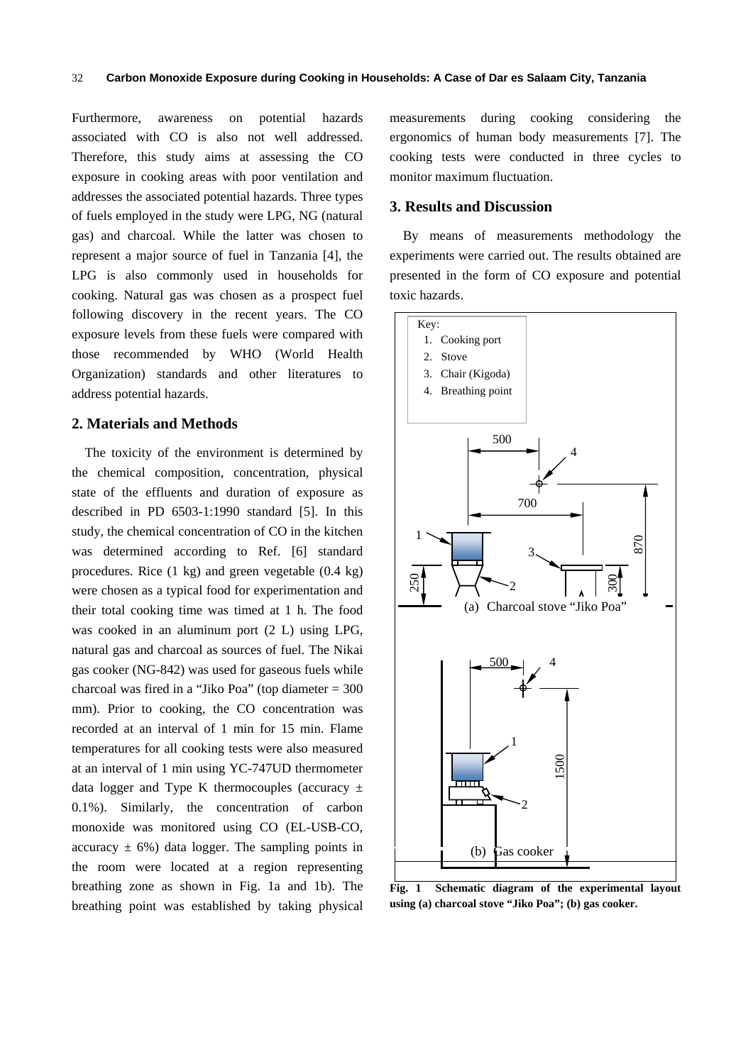Furthermore, awareness on potential hazards associated with CO is also not well addressed. Therefore, this study aims at assessing the CO exposure in cooking areas with poor ventilation and addresses the associated potential hazards. Three types of fuels employed in the study were LPG, NG (natural gas) and charcoal. While the latter was chosen to represent a major source of fuel in Tanzania [4], the LPG is also commonly used in households for cooking. Natural gas was chosen as a prospect fuel following discovery in the recent years. The CO exposure levels from these fuels were compared with those recommended by WHO (World Health Organization) standards and other literatures to address potential hazards.

## 2. Materials and Methods

The toxicity of the environment is determined by the chemical composition, concentration, physical state of the effluents and duration of exposure as described in PD 6503-1:1990 standard [5]. In this study, the chemical concentration of CO in the kitchen was determined according to Ref. [6] standard procedures. Rice (1 kg) and green vegetable (0.4 kg) were chosen as a typical food for experimentation and their total cooking time was timed at 1 h. The food was cooked in an aluminum port (2 L) using LPG, natural gas and charcoal as sources of fuel. The Nikai gas cooker (NG-842) was used for gaseous fuels while charcoal was fired in a "Jiko Poa" (top diameter = 300 mm). Prior to cooking, the CO concentration was recorded at an interval of 1 min for 15 min. Flame temperatures for all cooking tests were also measured at an interval of 1 min using YC-747UD thermometer data logger and Type K thermocouples (accuracy ± 0.1%). Similarly, the concentration of carbon monoxide was monitored using CO (EL-USB-CO, accuracy ± 6%) data logger. The sampling points in the room were located at a region representing breathing zone as shown in Fig. 1a and 1b). The breathing point was established by taking physical measurements during cooking considering the ergonomics of human body measurements [7]. The cooking tests were conducted in three cycles to monitor maximum fluctuation.

## 3. Results and Discussion

By means of measurements methodology the experiments were carried out. The results obtained are presented in the form of CO exposure and potential toxic hazards.

Key:
1. Cooking port
2. Stove
3. Chair (Kigoda)
4. Breathing point

(a) Charcoal stove "Jiko Poa"

(b) Gas cooker

**Fig. 1 Schematic diagram of the experimental layout using (a) charcoal stove "Jiko Poa"; (b) gas cooker.**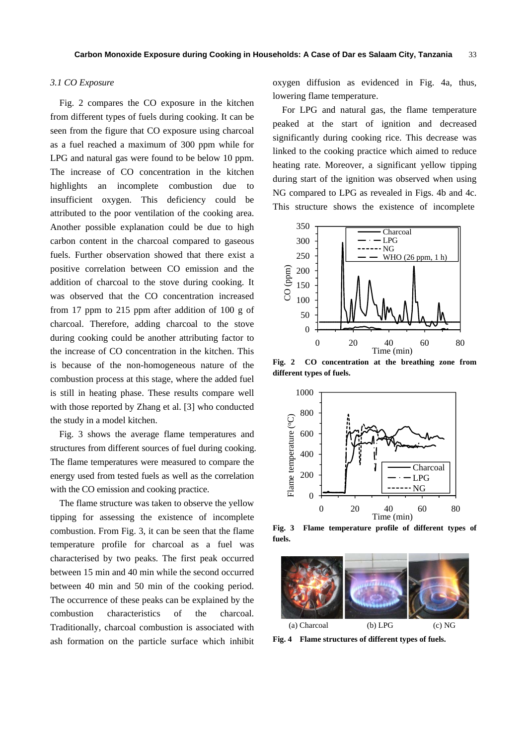### 3.1 CO Exposure

Fig. 2 compares the CO exposure in the kitchen from different types of fuels during cooking. It can be seen from the figure that CO exposure using charcoal as a fuel reached a maximum of 300 ppm while for LPG and natural gas were found to be below 10 ppm. The increase of CO concentration in the kitchen highlights an incomplete combustion due to insufficient oxygen. This deficiency could be attributed to the poor ventilation of the cooking area. Another possible explanation could be due to high carbon content in the charcoal compared to gaseous fuels. Further observation showed that there exist a positive correlation between CO emission and the addition of charcoal to the stove during cooking. It was observed that the CO concentration increased from 17 ppm to 215 ppm after addition of 100 g of charcoal. Therefore, adding charcoal to the stove during cooking could be another attributing factor to the increase of CO concentration in the kitchen. This is because of the non-homogeneous nature of the combustion process at this stage, where the added fuel is still in heating phase. These results compare well with those reported by Zhang et al. [3] who conducted the study in a model kitchen.

Fig. 3 shows the average flame temperatures and structures from different sources of fuel during cooking. The flame temperatures were measured to compare the energy used from tested fuels as well as the correlation with the CO emission and cooking practice.

The flame structure was taken to observe the yellow tipping for assessing the existence of incomplete combustion. From Fig. 3, it can be seen that the flame temperature profile for charcoal as a fuel was characterised by two peaks. The first peak occurred between 15 min and 40 min while the second occurred between 40 min and 50 min of the cooking period. The occurrence of these peaks can be explained by the combustion characteristics of the charcoal. Traditionally, charcoal combustion is associated with ash formation on the particle surface which inhibit oxygen diffusion as evidenced in Fig. 4a, thus, lowering flame temperature.

For LPG and natural gas, the flame temperature peaked at the start of ignition and decreased significantly during cooking rice. This decrease was linked to the cooking practice which aimed to reduce heating rate. Moreover, a significant yellow tipping during start of the ignition was observed when using NG compared to LPG as revealed in Figs. 4b and 4c. This structure shows the existence of incomplete

**Fig. 2 CO concentration at the breathing zone from different types of fuels.**

**Fig. 3 Flame temperature profile of different types of fuels.**

(a) Charcoal (b) LPG (c) NG

**Fig. 4 Flame structures of different types of fuels.**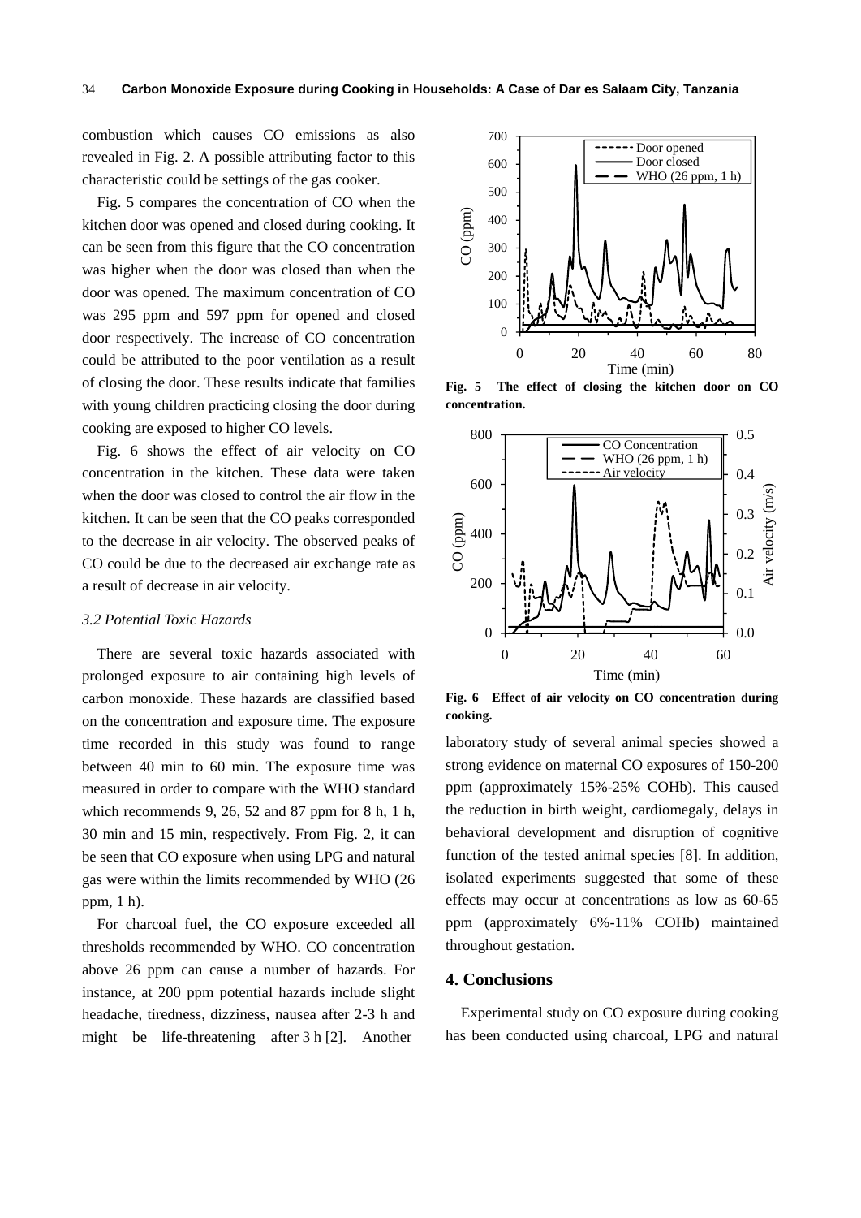combustion which causes CO emissions as also revealed in Fig. 2. A possible attributing factor to this characteristic could be settings of the gas cooker.

Fig. 5 compares the concentration of CO when the kitchen door was opened and closed during cooking. It can be seen from this figure that the CO concentration was higher when the door was closed than when the door was opened. The maximum concentration of CO was 295 ppm and 597 ppm for opened and closed door respectively. The increase of CO concentration could be attributed to the poor ventilation as a result of closing the door. These results indicate that families with young children practicing closing the door during cooking are exposed to higher CO levels.

Fig. 6 shows the effect of air velocity on CO concentration in the kitchen. These data were taken when the door was closed to control the air flow in the kitchen. It can be seen that the CO peaks corresponded to the decrease in air velocity. The observed peaks of CO could be due to the decreased air exchange rate as a result of decrease in air velocity.

### *3.2 Potential Toxic Hazards*

There are several toxic hazards associated with prolonged exposure to air containing high levels of carbon monoxide. These hazards are classified based on the concentration and exposure time. The exposure time recorded in this study was found to range between 40 min to 60 min. The exposure time was measured in order to compare with the WHO standard which recommends 9, 26, 52 and 87 ppm for 8 h, 1 h, 30 min and 15 min, respectively. From Fig. 2, it can be seen that CO exposure when using LPG and natural gas were within the limits recommended by WHO (26 ppm, 1 h).

For charcoal fuel, the CO exposure exceeded all thresholds recommended by WHO. CO concentration above 26 ppm can cause a number of hazards. For instance, at 200 ppm potential hazards include slight headache, tiredness, dizziness, nausea after 2-3 h and might be life-threatening after 3 h [2]. Another

**Fig. 5 The effect of closing the kitchen door on CO concentration.**

**Fig. 6 Effect of air velocity on CO concentration during cooking.**

laboratory study of several animal species showed a strong evidence on maternal CO exposures of 150-200 ppm (approximately 15%-25% COHb). This caused the reduction in birth weight, cardiomegaly, delays in behavioral development and disruption of cognitive function of the tested animal species [8]. In addition, isolated experiments suggested that some of these effects may occur at concentrations as low as 60-65 ppm (approximately 6%-11% COHb) maintained throughout gestation.

## 4. Conclusions

Experimental study on CO exposure during cooking has been conducted using charcoal, LPG and natural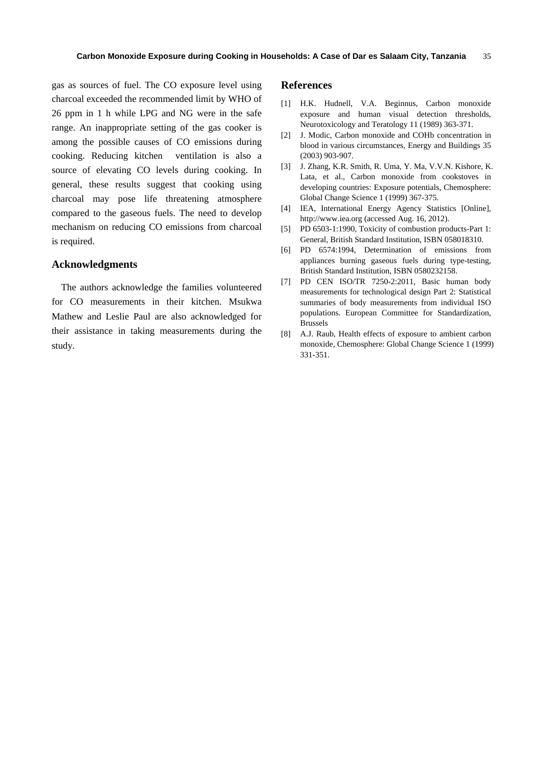gas as sources of fuel. The CO exposure level using charcoal exceeded the recommended limit by WHO of 26 ppm in 1 h while LPG and NG were in the safe range. An inappropriate setting of the gas cooker is among the possible causes of CO emissions during cooking. Reducing kitchen ventilation is also a source of elevating CO levels during cooking. In general, these results suggest that cooking using charcoal may pose life threatening atmosphere compared to the gaseous fuels. The need to develop mechanism on reducing CO emissions from charcoal is required.

## Acknowledgments

The authors acknowledge the families volunteered for CO measurements in their kitchen. Msukwa Mathew and Leslie Paul are also acknowledged for their assistance in taking measurements during the study.

## References

[1] H.K. Hudnell, V.A. Beginnus, Carbon monoxide exposure and human visual detection thresholds, Neurotoxicology and Teratology 11 (1989) 363-371.

[2] J. Modic, Carbon monoxide and COHb concentration in blood in various circumstances, Energy and Buildings 35 (2003) 903-907.

[3] J. Zhang, K.R. Smith, R. Uma, Y. Ma, V.V.N. Kishore, K. Lata, et al., Carbon monoxide from cookstoves in developing countries: Exposure potentials, Chemosphere: Global Change Science 1 (1999) 367-375.

[4] IEA, International Energy Agency Statistics [Online], http://www.iea.org (accessed Aug. 16, 2012).

[5] PD 6503-1:1990, Toxicity of combustion products-Part 1: General, British Standard Institution, ISBN 058018310.

[6] PD 6574:1994, Determination of emissions from appliances burning gaseous fuels during type-testing, British Standard Institution, ISBN 0580232158.

[7] PD CEN ISO/TR 7250-2:2011, Basic human body measurements for technological design Part 2: Statistical summaries of body measurements from individual ISO populations. European Committee for Standardization, Brussels

[8] A.J. Raub, Health effects of exposure to ambient carbon monoxide, Chemosphere: Global Change Science 1 (1999) 331-351.